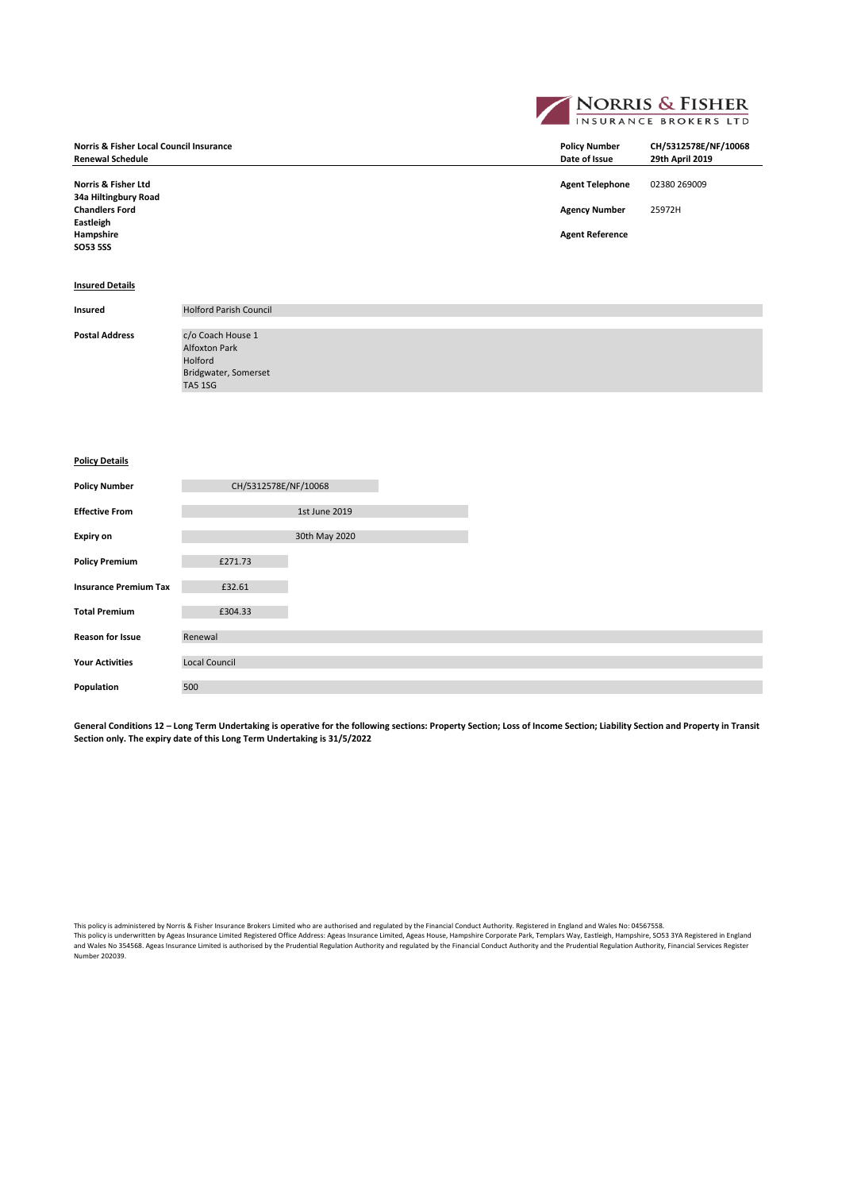NORRIS & FISHER
INSURANCE BROKERS LTD

| **Norris & Fisher Local Council Insurance** | **Policy Number** | **CH/5312578E/NF/10068** |
|---|---|---|
| **Renewal Schedule** | **Date of Issue** | **29th April 2019** |

**Norris & Fisher Ltd**
**34a Hiltingbury Road**
**Chandlers Ford**
**Eastleigh**
**Hampshire**
**SO53 5SS**

**Agent Telephone** 02380 269009

**Agency Number** 25972H

**Agent Reference**

**Insured Details**

| | |
|---|---|
| **Insured** | Holford Parish Council |
| **Postal Address** | c/o Coach House 1<br>Alfoxton Park<br>Holford<br>Bridgwater, Somerset<br>TA5 1SG |

**Policy Details**

| | |
|---|---|
| **Policy Number** | CH/5312578E/NF/10068 |
| **Effective From** | 1st June 2019 |
| **Expiry on** | 30th May 2020 |
| **Policy Premium** | £271.73 |
| **Insurance Premium Tax** | £32.61 |
| **Total Premium** | £304.33 |
| **Reason for Issue** | Renewal |
| **Your Activities** | Local Council |
| **Population** | 500 |

**General Conditions 12 – Long Term Undertaking is operative for the following sections: Property Section; Loss of Income Section; Liability Section and Property in Transit Section only. The expiry date of this Long Term Undertaking is 31/5/2022**

This policy is administered by Norris & Fisher Insurance Brokers Limited who are authorised and regulated by the Financial Conduct Authority. Registered in England and Wales No: 04567558.
This policy is underwritten by Ageas Insurance Limited Registered Office Address: Ageas Insurance Limited, Ageas House, Hampshire Corporate Park, Templars Way, Eastleigh, Hampshire, SO53 3YA Registered in England and Wales No 354568. Ageas Insurance Limited is authorised by the Prudential Regulation Authority and regulated by the Financial Conduct Authority and the Prudential Regulation Authority, Financial Services Register Number 202039.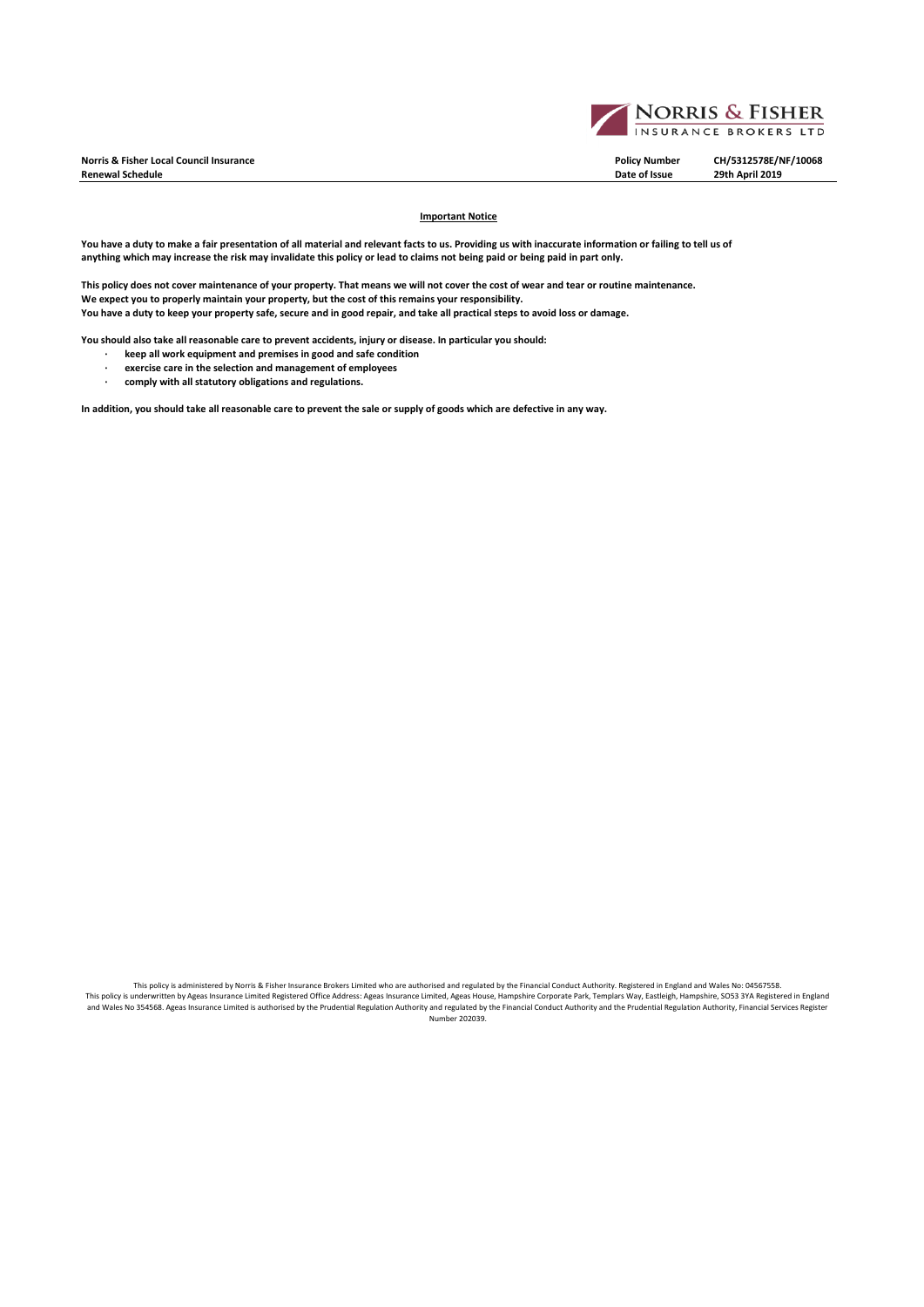**Norris & Fisher Local Council Insurance**
**Renewal Schedule**

| | |
|---|---|
| **Policy Number** | **CH/5312578E/NF/10068** |
| **Date of Issue** | **29th April 2019** |

## Important Notice

**You have a duty to make a fair presentation of all material and relevant facts to us. Providing us with inaccurate information or failing to tell us of anything which may increase the risk may invalidate this policy or lead to claims not being paid or being paid in part only.**

**This policy does not cover maintenance of your property. That means we will not cover the cost of wear and tear or routine maintenance.**
**We expect you to properly maintain your property, but the cost of this remains your responsibility.**
**You have a duty to keep your property safe, secure and in good repair, and take all practical steps to avoid loss or damage.**

**You should also take all reasonable care to prevent accidents, injury or disease. In particular you should:**

- **keep all work equipment and premises in good and safe condition**
- **exercise care in the selection and management of employees**
- **comply with all statutory obligations and regulations.**

**In addition, you should take all reasonable care to prevent the sale or supply of goods which are defective in any way.**

This policy is administered by Norris & Fisher Insurance Brokers Limited who are authorised and regulated by the Financial Conduct Authority. Registered in England and Wales No: 04567558.
This policy is underwritten by Ageas Insurance Limited Registered Office Address: Ageas Insurance Limited, Ageas House, Hampshire Corporate Park, Templars Way, Eastleigh, Hampshire, SO53 3YA Registered in England and Wales No 354568. Ageas Insurance Limited is authorised by the Prudential Regulation Authority and regulated by the Financial Conduct Authority and the Prudential Regulation Authority, Financial Services Register Number 202039.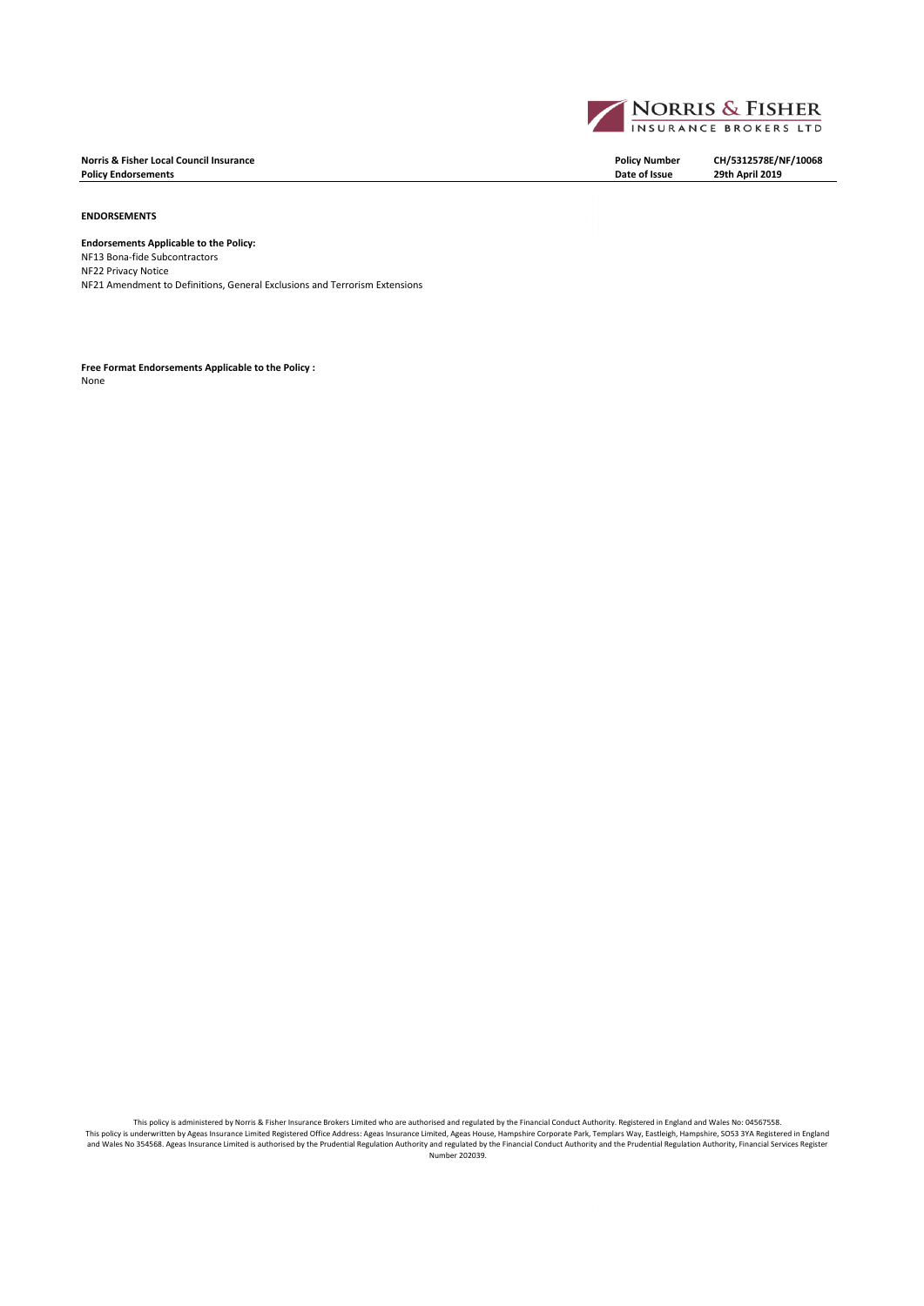**Norris & Fisher Local Council Insurance**
**Policy Endorsements**

| | |
|---|---|
| **Policy Number** | **CH/5312578E/NF/10068** |
| **Date of Issue** | **29th April 2019** |

**ENDORSEMENTS**

**Endorsements Applicable to the Policy:**
NF13 Bona-fide Subcontractors
NF22 Privacy Notice
NF21 Amendment to Definitions, General Exclusions and Terrorism Extensions

**Free Format Endorsements Applicable to the Policy :**
None

This policy is administered by Norris & Fisher Insurance Brokers Limited who are authorised and regulated by the Financial Conduct Authority. Registered in England and Wales No: 04567558.
This policy is underwritten by Ageas Insurance Limited Registered Office Address: Ageas Insurance Limited, Ageas House, Hampshire Corporate Park, Templars Way, Eastleigh, Hampshire, SO53 3YA Registered in England and Wales No 354568. Ageas Insurance Limited is authorised by the Prudential Regulation Authority and regulated by the Financial Conduct Authority and the Prudential Regulation Authority, Financial Services Register Number 202039.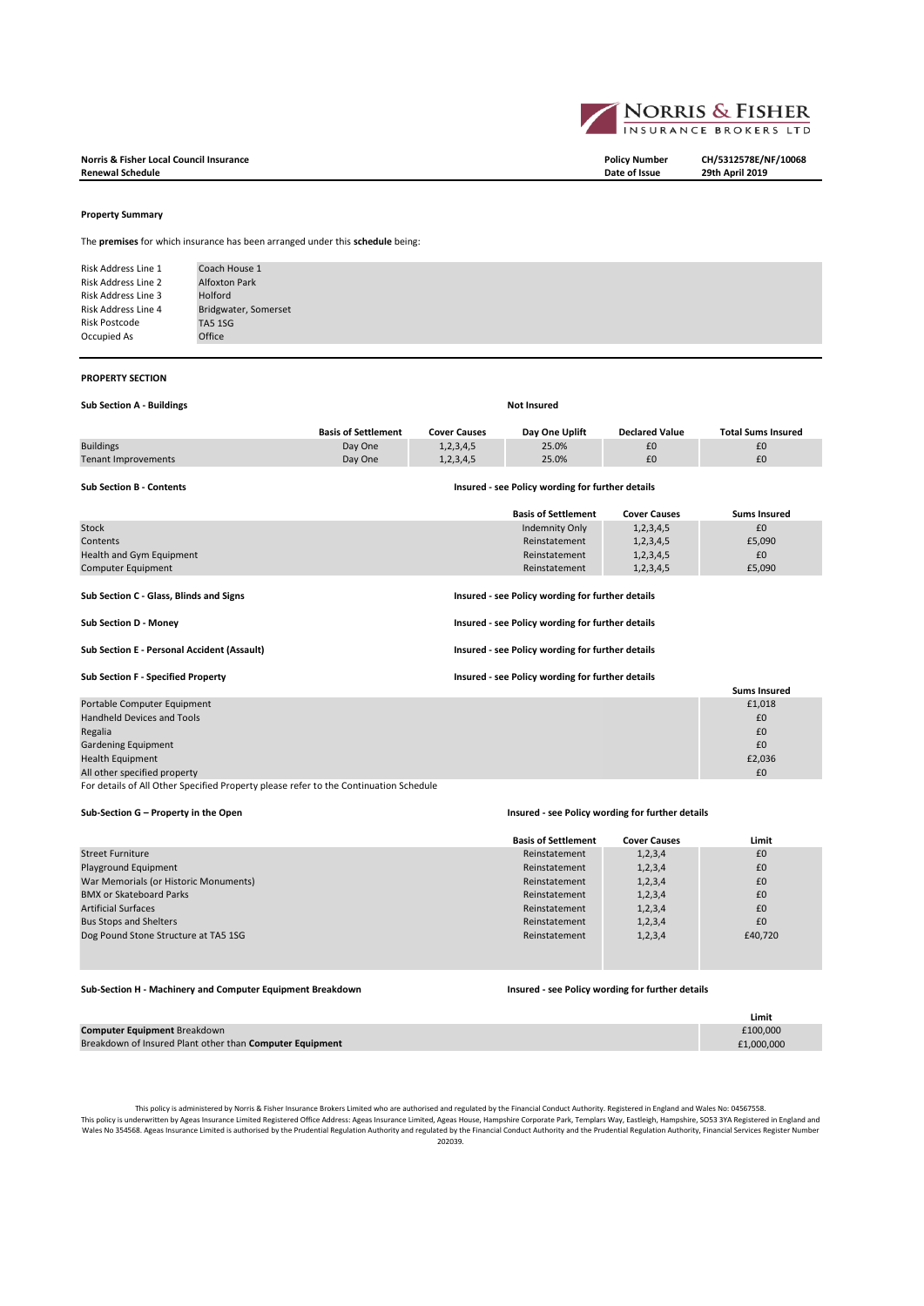**Norris & Fisher Local Council Insurance**
**Renewal Schedule**

**Policy Number** CH/5312578E/NF/10068
**Date of Issue** 29th April 2019

**Property Summary**

The **premises** for which insurance has been arranged under this **schedule** being:

| | |
|---|---|
| Risk Address Line 1 | Coach House 1 |
| Risk Address Line 2 | Alfoxton Park |
| Risk Address Line 3 | Holford |
| Risk Address Line 4 | Bridgwater, Somerset |
| Risk Postcode | TA5 1SG |
| Occupied As | Office |

## PROPERTY SECTION

**Sub Section A - Buildings** — **Not Insured**

| | Basis of Settlement | Cover Causes | Day One Uplift | Declared Value | Total Sums Insured |
|---|---|---|---|---|---|
| Buildings | Day One | 1,2,3,4,5 | 25.0% | £0 | £0 |
| Tenant Improvements | Day One | 1,2,3,4,5 | 25.0% | £0 | £0 |

**Sub Section B - Contents** — **Insured - see Policy wording for further details**

| | Basis of Settlement | Cover Causes | Sums Insured |
|---|---|---|---|
| Stock | Indemnity Only | 1,2,3,4,5 | £0 |
| Contents | Reinstatement | 1,2,3,4,5 | £5,090 |
| Health and Gym Equipment | Reinstatement | 1,2,3,4,5 | £0 |
| Computer Equipment | Reinstatement | 1,2,3,4,5 | £5,090 |

**Sub Section C - Glass, Blinds and Signs** — **Insured - see Policy wording for further details**

**Sub Section D - Money** — **Insured - see Policy wording for further details**

**Sub Section E - Personal Accident (Assault)** — **Insured - see Policy wording for further details**

**Sub Section F - Specified Property** — **Insured - see Policy wording for further details**

| | Sums Insured |
|---|---|
| Portable Computer Equipment | £1,018 |
| Handheld Devices and Tools | £0 |
| Regalia | £0 |
| Gardening Equipment | £0 |
| Health Equipment | £2,036 |
| All other specified property | £0 |

For details of All Other Specified Property please refer to the Continuation Schedule

**Sub-Section G – Property in the Open** — **Insured - see Policy wording for further details**

| | Basis of Settlement | Cover Causes | Limit |
|---|---|---|---|
| Street Furniture | Reinstatement | 1,2,3,4 | £0 |
| Playground Equipment | Reinstatement | 1,2,3,4 | £0 |
| War Memorials (or Historic Monuments) | Reinstatement | 1,2,3,4 | £0 |
| BMX or Skateboard Parks | Reinstatement | 1,2,3,4 | £0 |
| Artificial Surfaces | Reinstatement | 1,2,3,4 | £0 |
| Bus Stops and Shelters | Reinstatement | 1,2,3,4 | £0 |
| Dog Pound Stone Structure at TA5 1SG | Reinstatement | 1,2,3,4 | £40,720 |

**Sub-Section H - Machinery and Computer Equipment Breakdown** — **Insured - see Policy wording for further details**

| | Limit |
|---|---|
| **Computer Equipment** Breakdown | £100,000 |
| Breakdown of Insured Plant other than **Computer Equipment** | £1,000,000 |

This policy is administered by Norris & Fisher Insurance Brokers Limited who are authorised and regulated by the Financial Conduct Authority. Registered in England and Wales No: 04567558.
This policy is underwritten by Ageas Insurance Limited Registered Office Address: Ageas Insurance Limited, Ageas House, Hampshire Corporate Park, Templars Way, Eastleigh, Hampshire, SO53 3YA Registered in England and Wales No 354568. Ageas Insurance Limited is authorised by the Prudential Regulation Authority and regulated by the Financial Conduct Authority and the Prudential Regulation Authority, Financial Services Register Number 202039.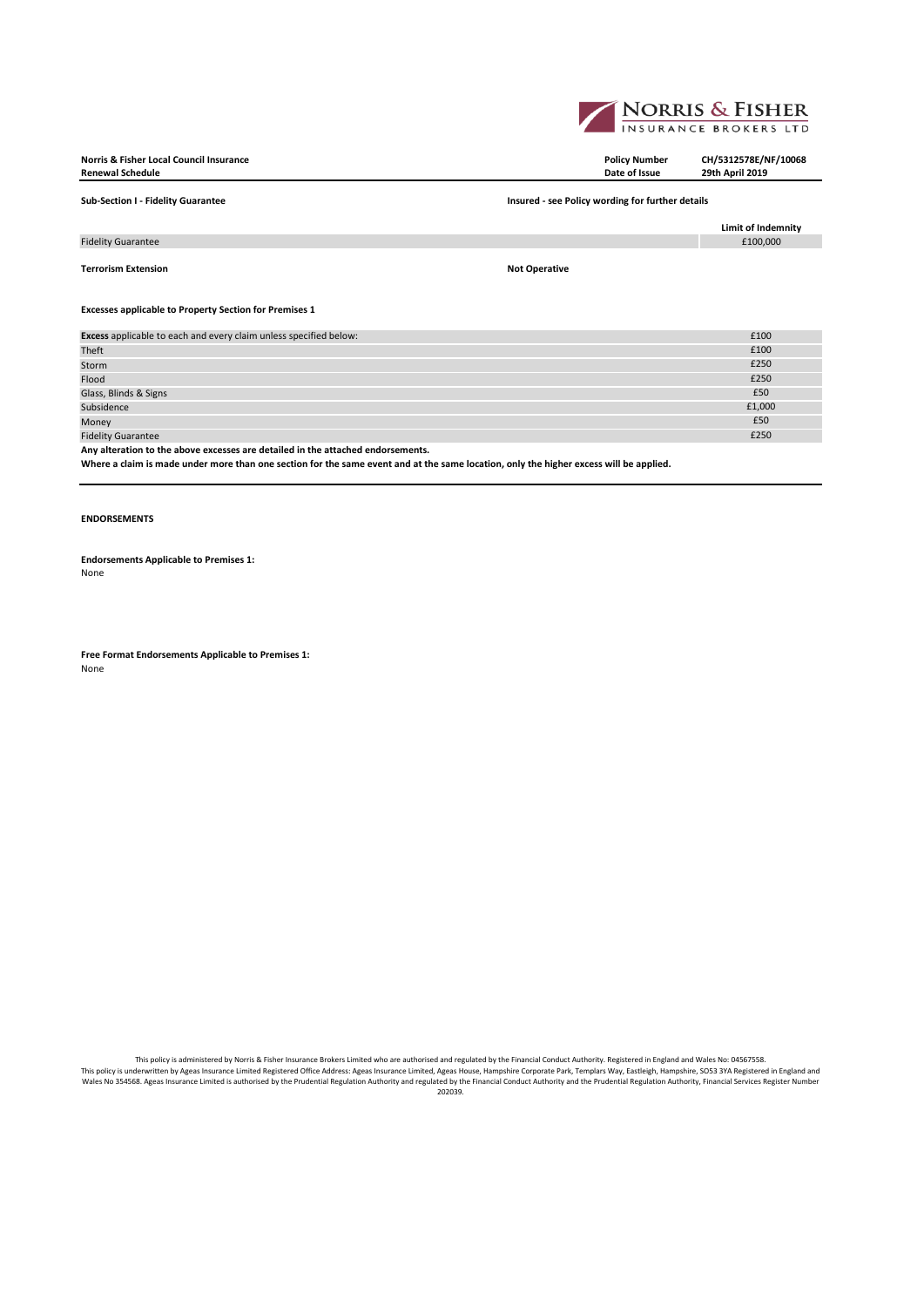**Norris & Fisher Local Council Insurance**
**Renewal Schedule**

| **Policy Number** | **CH/5312578E/NF/10068** |
|---|---|
| **Date of Issue** | **29th April 2019** |

**Sub-Section I - Fidelity Guarantee** **Insured - see Policy wording for further details**

| | **Limit of Indemnity** |
|---|---|
| Fidelity Guarantee | £100,000 |

**Terrorism Extension** **Not Operative**

**Excesses applicable to Property Section for Premises 1**

| | |
|---|---|
| **Excess** applicable to each and every claim unless specified below: | £100 |
| Theft | £100 |
| Storm | £250 |
| Flood | £250 |
| Glass, Blinds & Signs | £50 |
| Subsidence | £1,000 |
| Money | £50 |
| Fidelity Guarantee | £250 |

**Any alteration to the above excesses are detailed in the attached endorsements.**

**Where a claim is made under more than one section for the same event and at the same location, only the higher excess will be applied.**

**ENDORSEMENTS**

**Endorsements Applicable to Premises 1:**
None

**Free Format Endorsements Applicable to Premises 1:**
None

This policy is administered by Norris & Fisher Insurance Brokers Limited who are authorised and regulated by the Financial Conduct Authority. Registered in England and Wales No: 04567558.
This policy is underwritten by Ageas Insurance Limited Registered Office Address: Ageas Insurance Limited, Ageas House, Hampshire Corporate Park, Templars Way, Eastleigh, Hampshire, SO53 3YA Registered in England and Wales No 354568. Ageas Insurance Limited is authorised by the Prudential Regulation Authority and regulated by the Financial Conduct Authority and the Prudential Regulation Authority, Financial Services Register Number 202039.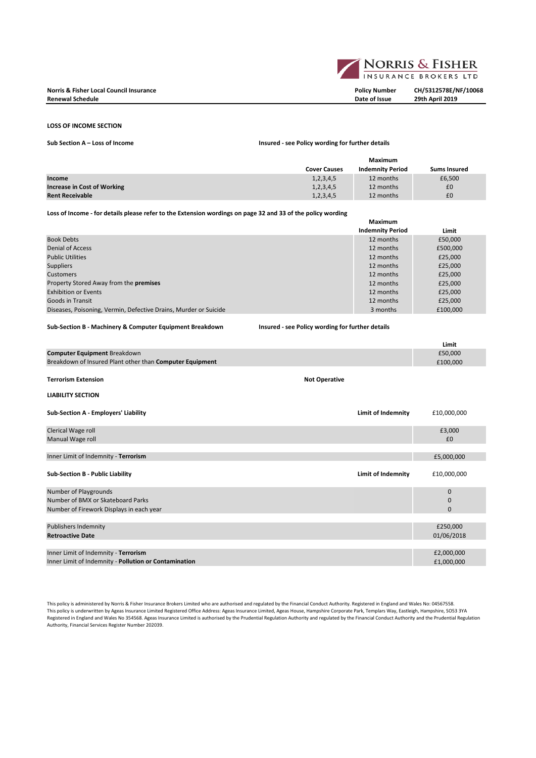**Norris & Fisher Local Council Insurance**
**Renewal Schedule**

**Policy Number** CH/5312578E/NF/10068
**Date of Issue** 29th April 2019

## LOSS OF INCOME SECTION

**Sub Section A – Loss of Income** — **Insured - see Policy wording for further details**

| | Cover Causes | Maximum Indemnity Period | Sums Insured |
|---|---|---|---|
| **Income** | 1,2,3,4,5 | 12 months | £6,500 |
| **Increase in Cost of Working** | 1,2,3,4,5 | 12 months | £0 |
| **Rent Receivable** | 1,2,3,4,5 | 12 months | £0 |

**Loss of Income - for details please refer to the Extension wordings on page 32 and 33 of the policy wording**

| | Maximum Indemnity Period | Limit |
|---|---|---|
| Book Debts | 12 months | £50,000 |
| Denial of Access | 12 months | £500,000 |
| Public Utilities | 12 months | £25,000 |
| Suppliers | 12 months | £25,000 |
| Customers | 12 months | £25,000 |
| Property Stored Away from the **premises** | 12 months | £25,000 |
| Exhibition or Events | 12 months | £25,000 |
| Goods in Transit | 12 months | £25,000 |
| Diseases, Poisoning, Vermin, Defective Drains, Murder or Suicide | 3 months | £100,000 |

**Sub-Section B - Machinery & Computer Equipment Breakdown** — **Insured - see Policy wording for further details**

| | Limit |
|---|---|
| **Computer Equipment** Breakdown | £50,000 |
| Breakdown of Insured Plant other than **Computer Equipment** | £100,000 |

**Terrorism Extension** — **Not Operative**

## LIABILITY SECTION

**Sub-Section A - Employers' Liability** — **Limit of Indemnity** £10,000,000

| | |
|---|---|
| Clerical Wage roll | £3,000 |
| Manual Wage roll | £0 |
| Inner Limit of Indemnity - **Terrorism** | £5,000,000 |

**Sub-Section B - Public Liability** — **Limit of Indemnity** £10,000,000

| | |
|---|---|
| Number of Playgrounds | 0 |
| Number of BMX or Skateboard Parks | 0 |
| Number of Firework Displays in each year | 0 |
| Publishers Indemnity | £250,000 |
| **Retroactive Date** | 01/06/2018 |
| Inner Limit of Indemnity - **Terrorism** | £2,000,000 |
| Inner Limit of Indemnity - **Pollution or Contamination** | £1,000,000 |

This policy is administered by Norris & Fisher Insurance Brokers Limited who are authorised and regulated by the Financial Conduct Authority. Registered in England and Wales No: 04567558. This policy is underwritten by Ageas Insurance Limited Registered Office Address: Ageas Insurance Limited, Ageas House, Hampshire Corporate Park, Templars Way, Eastleigh, Hampshire, SO53 3YA Registered in England and Wales No 354568. Ageas Insurance Limited is authorised by the Prudential Regulation Authority and regulated by the Financial Conduct Authority and the Prudential Regulation Authority, Financial Services Register Number 202039.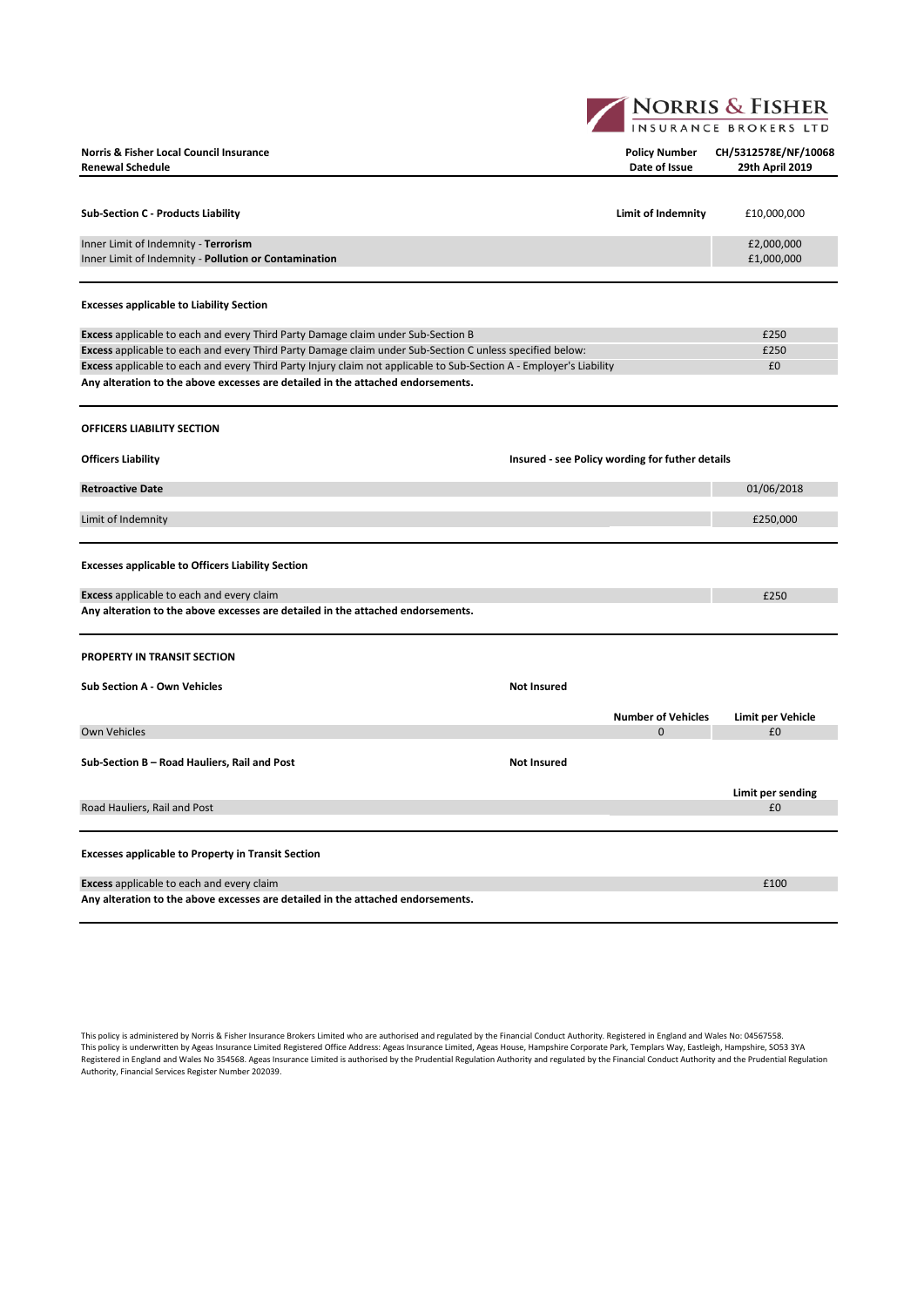**Norris & Fisher Local Council Insurance**
**Renewal Schedule**

**Policy Number** CH/5312578E/NF/10068
**Date of Issue** 29th April 2019

| **Sub-Section C - Products Liability** | **Limit of Indemnity** | £10,000,000 |
|---|---|---|
| Inner Limit of Indemnity - **Terrorism** | | £2,000,000 |
| Inner Limit of Indemnity - **Pollution or Contamination** | | £1,000,000 |

**Excesses applicable to Liability Section**

| | |
|---|---|
| **Excess** applicable to each and every Third Party Damage claim under Sub-Section B | £250 |
| **Excess** applicable to each and every Third Party Damage claim under Sub-Section C unless specified below: | £250 |
| **Excess** applicable to each and every Third Party Injury claim not applicable to Sub-Section A - Employer's Liability | £0 |

**Any alteration to the above excesses are detailed in the attached endorsements.**

**OFFICERS LIABILITY SECTION**

**Officers Liability** — **Insured - see Policy wording for futher details**

| | |
|---|---|
| **Retroactive Date** | 01/06/2018 |
| Limit of Indemnity | £250,000 |

**Excesses applicable to Officers Liability Section**

| | |
|---|---|
| **Excess** applicable to each and every claim | £250 |

**Any alteration to the above excesses are detailed in the attached endorsements.**

**PROPERTY IN TRANSIT SECTION**

**Sub Section A - Own Vehicles** — **Not Insured**

| | **Number of Vehicles** | **Limit per Vehicle** |
|---|---|---|
| Own Vehicles | 0 | £0 |

**Sub-Section B – Road Hauliers, Rail and Post** — **Not Insured**

| | **Limit per sending** |
|---|---|
| Road Hauliers, Rail and Post | £0 |

**Excesses applicable to Property in Transit Section**

| | |
|---|---|
| **Excess** applicable to each and every claim | £100 |

**Any alteration to the above excesses are detailed in the attached endorsements.**

This policy is administered by Norris & Fisher Insurance Brokers Limited who are authorised and regulated by the Financial Conduct Authority. Registered in England and Wales No: 04567558.
This policy is underwritten by Ageas Insurance Limited Registered Office Address: Ageas Insurance Limited, Ageas House, Hampshire Corporate Park, Templars Way, Eastleigh, Hampshire, SO53 3YA
Registered in England and Wales No 354568. Ageas Insurance Limited is authorised by the Prudential Regulation Authority and regulated by the Financial Conduct Authority and the Prudential Regulation Authority, Financial Services Register Number 202039.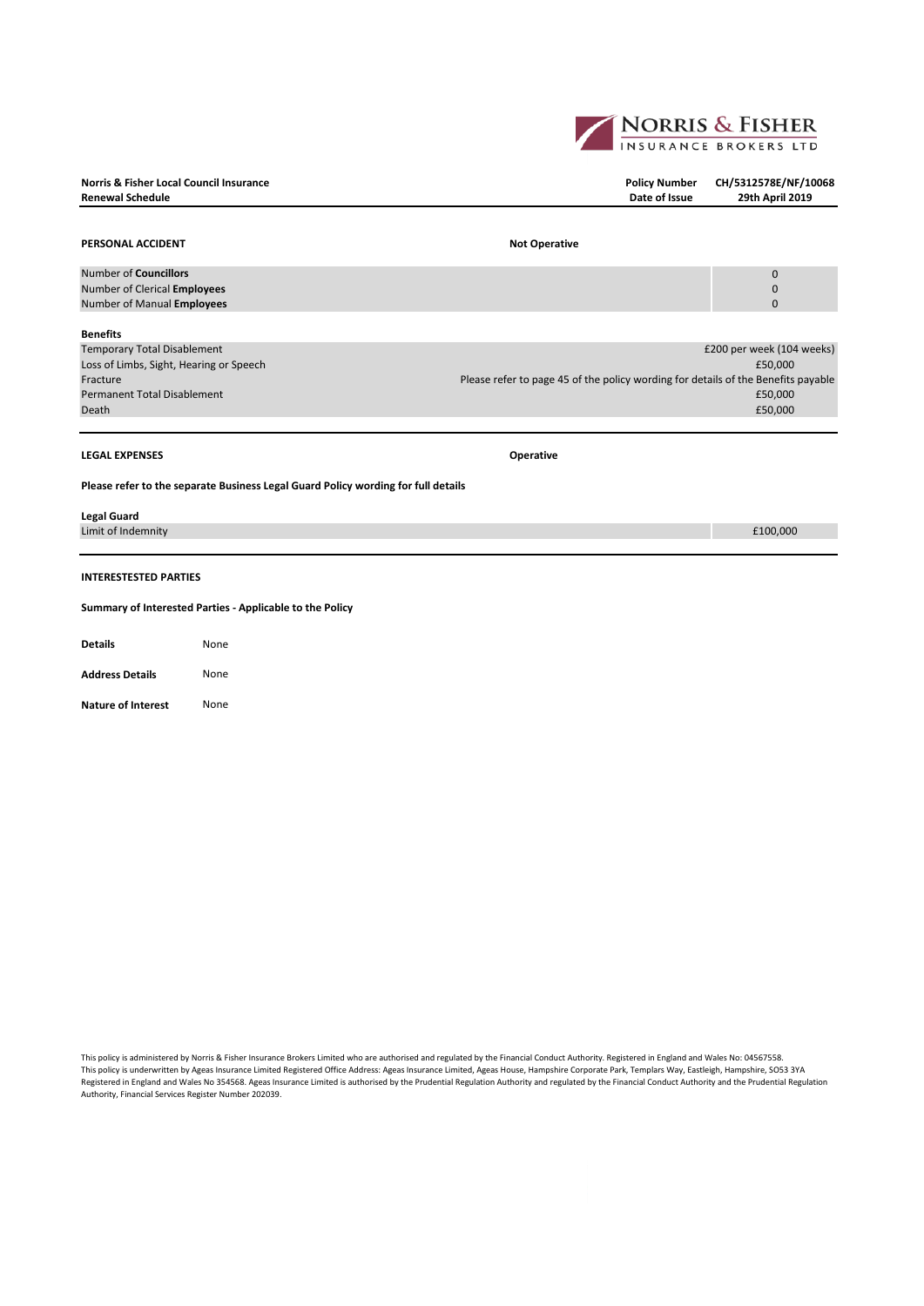**Norris & Fisher Local Council Insurance**
**Renewal Schedule**

**Policy Number** CH/5312578E/NF/10068
**Date of Issue** 29th April 2019

**PERSONAL ACCIDENT** **Not Operative**

| | |
|---|---|
| Number of **Councillors** | 0 |
| Number of Clerical **Employees** | 0 |
| Number of Manual **Employees** | 0 |

**Benefits**

| | |
|---|---|
| Temporary Total Disablement | £200 per week (104 weeks) |
| Loss of Limbs, Sight, Hearing or Speech | £50,000 |
| Fracture | Please refer to page 45 of the policy wording for details of the Benefits payable |
| Permanent Total Disablement | £50,000 |
| Death | £50,000 |

**LEGAL EXPENSES** **Operative**

**Please refer to the separate Business Legal Guard Policy wording for full details**

**Legal Guard**

| | |
|---|---|
| Limit of Indemnity | £100,000 |

**INTERESTESTED PARTIES**

**Summary of Interested Parties - Applicable to the Policy**

**Details** None

**Address Details** None

**Nature of Interest** None

This policy is administered by Norris & Fisher Insurance Brokers Limited who are authorised and regulated by the Financial Conduct Authority. Registered in England and Wales No: 04567558.
This policy is underwritten by Ageas Insurance Limited Registered Office Address: Ageas Insurance Limited, Ageas House, Hampshire Corporate Park, Templars Way, Eastleigh, Hampshire, SO53 3YA
Registered in England and Wales No 354568. Ageas Insurance Limited is authorised by the Prudential Regulation Authority and regulated by the Financial Conduct Authority and the Prudential Regulation Authority, Financial Services Register Number 202039.